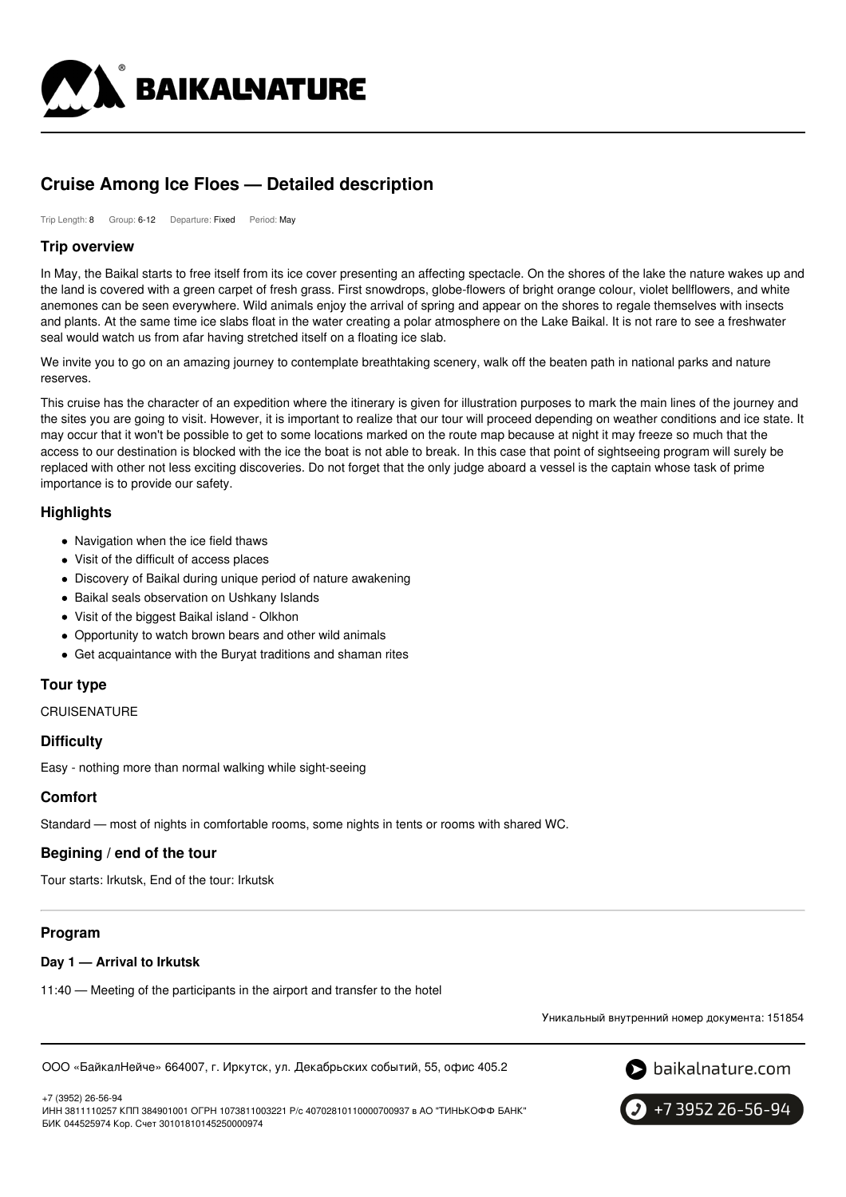# Cruise Among Ice Floes — Detailed description

Trip Length: 8 Group: 6-12 Departure: Fixed Period: May

## Trip overview

In May, the Baikal starts to free itself from its ice cover presenting an affecting spectacle. On the shores of the lake the nature wakes up and the land is covered with a green carpet of fresh grass. First snowdrops, globe-flowers of bright orange colour, violet bellflowers, and white anemones can be seen everywhere. Wild animals enjoy the arrival of spring and appear on the shores to regale themselves with insects and plants. At the same time ice slabs float in the water creating a polar atmosphere on the Lake Baikal. It is not rare to see a freshwater seal would watch us from afar having stretched itself on a floating ice slab.

We invite you to go on an amazing journey to contemplate breathtaking scenery, walk off the beaten path in national parks and nature reserves.

This cruise has the character of an expedition where the itinerary is given for illustration purposes to mark the main lines of the journey and the sites you are going to visit. However, it is important to realize that our tour will proceed depending on weather conditions and ice state. It may occur that it won't be possible to get to some locations marked on the route map because at night it may freeze so much that the access to our destination is blocked with the ice the boat is not able to break. In this case that point of sightseeing program will surely be replaced with other not less exciting discoveries. Do not forget that the only judge aboard a vessel is the captain whose task of prime importance is to provide our safety.

## Highlights

- Navigation when the ice field thaws
- Visit of the difficult of access places
- Discovery of Baikal during unique period of nature awakening
- Baikal seals observation on Ushkany Islands
- Visit of the biggest Baikal island - Olkhon
- Opportunity to watch brown bears and other wild animals
- Get acquaintance with the Buryat traditions and shaman rites

## Tour type

CRUISENATURE

## Difficulty

Easy - nothing more than normal walking while sight-seeing

## Comfort

Standard — most of nights in comfortable rooms, some nights in tents or rooms with shared WC.

## Begining / end of the tour

Tour starts: Irkutsk, End of the tour: Irkutsk

## Program

### Day 1 — Arrival to Irkutsk

11:40 — Meeting of the participants in the airport and transfer to the hotel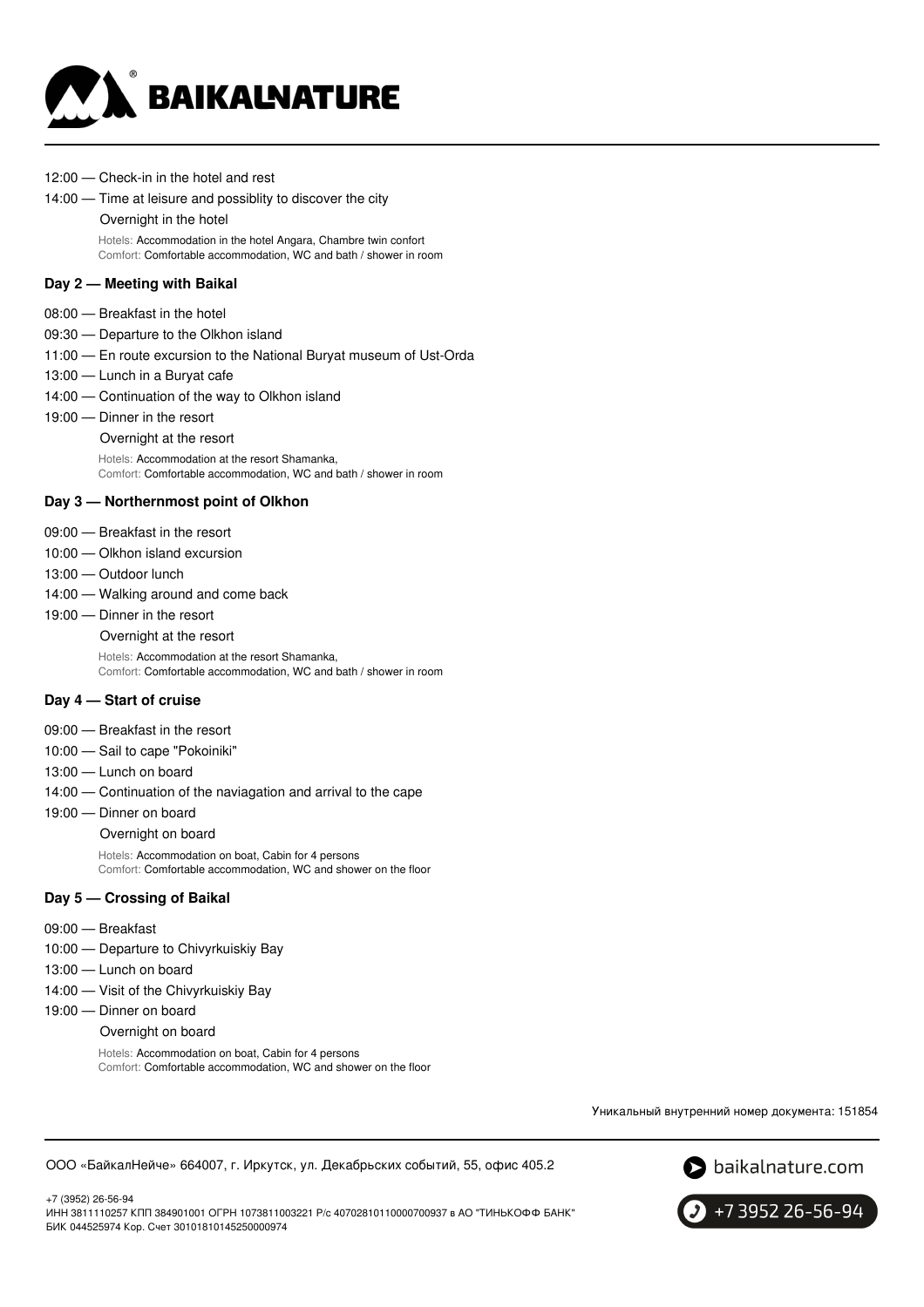12:00 — Check-in in the hotel and rest

14:00 — Time at leisure and possiblity to discover the city

Overnight in the hotel

Hotels: Accommodation in the hotel Angara, Chambre twin confort
Comfort: Comfortable accommodation, WC and bath / shower in room

**Day 2 — Meeting with Baikal**

08:00 — Breakfast in the hotel

09:30 — Departure to the Olkhon island

11:00 — En route excursion to the National Buryat museum of Ust-Orda

13:00 — Lunch in a Buryat cafe

14:00 — Continuation of the way to Olkhon island

19:00 — Dinner in the resort

Overnight at the resort

Hotels: Accommodation at the resort Shamanka,
Comfort: Comfortable accommodation, WC and bath / shower in room

**Day 3 — Northernmost point of Olkhon**

09:00 — Breakfast in the resort

10:00 — Olkhon island excursion

13:00 — Outdoor lunch

14:00 — Walking around and come back

19:00 — Dinner in the resort

Overnight at the resort

Hotels: Accommodation at the resort Shamanka,
Comfort: Comfortable accommodation, WC and bath / shower in room

**Day 4 — Start of cruise**

09:00 — Breakfast in the resort

10:00 — Sail to cape "Pokoiniki"

13:00 — Lunch on board

14:00 — Continuation of the naviagation and arrival to the cape

19:00 — Dinner on board

Overnight on board

Hotels: Accommodation on boat, Cabin for 4 persons
Comfort: Comfortable accommodation, WC and shower on the floor

**Day 5 — Crossing of Baikal**

09:00 — Breakfast

10:00 — Departure to Chivyrkuiskiy Bay

13:00 — Lunch on board

14:00 — Visit of the Chivyrkuiskiy Bay

19:00 — Dinner on board

Overnight on board

Hotels: Accommodation on boat, Cabin for 4 persons
Comfort: Comfortable accommodation, WC and shower on the floor

Уникальный внутренний номер документа: 151854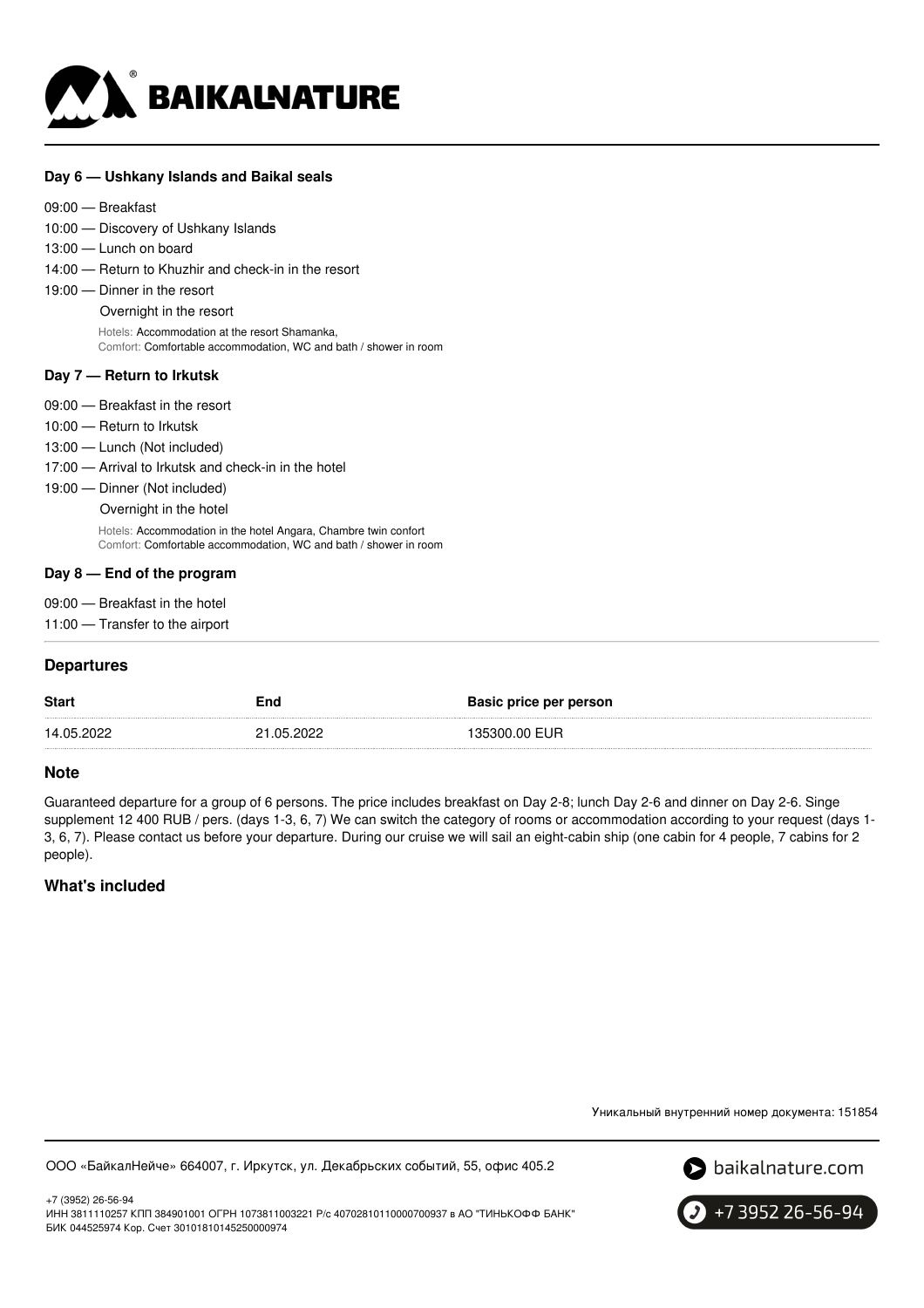### Day 6 — Ushkany Islands and Baikal seals

09:00 — Breakfast
10:00 — Discovery of Ushkany Islands
13:00 — Lunch on board
14:00 — Return to Khuzhir and check-in in the resort
19:00 — Dinner in the resort

Overnight in the resort

Hotels: Accommodation at the resort Shamanka,
Comfort: Comfortable accommodation, WC and bath / shower in room

### Day 7 — Return to Irkutsk

09:00 — Breakfast in the resort
10:00 — Return to Irkutsk
13:00 — Lunch (Not included)
17:00 — Arrival to Irkutsk and check-in in the hotel
19:00 — Dinner (Not included)

Overnight in the hotel

Hotels: Accommodation in the hotel Angara, Chambre twin confort
Comfort: Comfortable accommodation, WC and bath / shower in room

### Day 8 — End of the program

09:00 — Breakfast in the hotel
11:00 — Transfer to the airport

## Departures

| Start | End | Basic price per person |
| --- | --- | --- |
| 14.05.2022 | 21.05.2022 | 135300.00 EUR |

## Note

Guaranteed departure for a group of 6 persons. The price includes breakfast on Day 2-8; lunch Day 2-6 and dinner on Day 2-6. Singe supplement 12 400 RUB / pers. (days 1-3, 6, 7) We can switch the category of rooms or accommodation according to your request (days 1-3, 6, 7). Please contact us before your departure. During our cruise we will sail an eight-cabin ship (one cabin for 4 people, 7 cabins for 2 people).

## What's included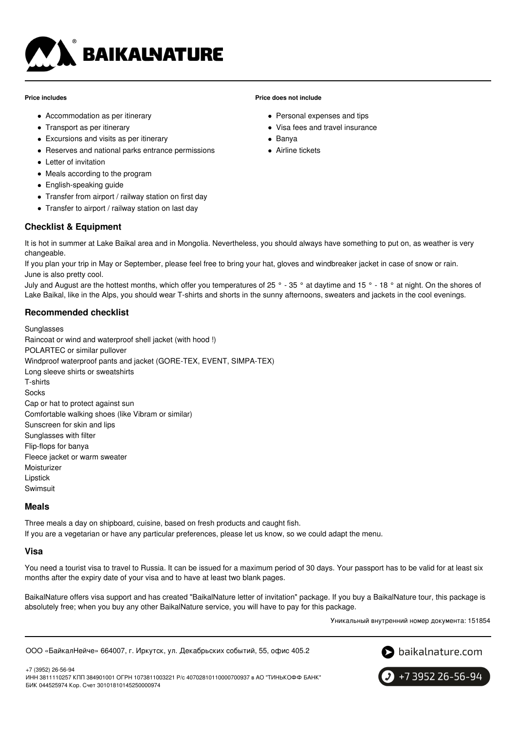**Price includes**

- Accommodation as per itinerary
- Transport as per itinerary
- Excursions and visits as per itinerary
- Reserves and national parks entrance permissions
- Letter of invitation
- Meals according to the program
- English-speaking guide
- Transfer from airport / railway station on first day
- Transfer to airport / railway station on last day

**Price does not include**

- Personal expenses and tips
- Visa fees and travel insurance
- Banya
- Airline tickets

## Checklist & Equipment

It is hot in summer at Lake Baikal area and in Mongolia. Nevertheless, you should always have something to put on, as weather is very changeable.

If you plan your trip in May or September, please feel free to bring your hat, gloves and windbreaker jacket in case of snow or rain. June is also pretty cool.

July and August are the hottest months, which offer you temperatures of 25 ° - 35 ° at daytime and 15 ° - 18 ° at night. On the shores of Lake Baikal, like in the Alps, you should wear T-shirts and shorts in the sunny afternoons, sweaters and jackets in the cool evenings.

## Recommended checklist

Sunglasses
Raincoat or wind and waterproof shell jacket (with hood !)
POLARTEC or similar pullover
Windproof waterproof pants and jacket (GORE-TEX, EVENT, SIMPA-TEX)
Long sleeve shirts or sweatshirts
T-shirts
Socks
Cap or hat to protect against sun
Comfortable walking shoes (like Vibram or similar)
Sunscreen for skin and lips
Sunglasses with filter
Flip-flops for banya
Fleece jacket or warm sweater
Moisturizer
Lipstick
Swimsuit

## Meals

Three meals a day on shipboard, cuisine, based on fresh products and caught fish.
If you are a vegetarian or have any particular preferences, please let us know, so we could adapt the menu.

## Visa

You need a tourist visa to travel to Russia. It can be issued for a maximum period of 30 days. Your passport has to be valid for at least six months after the expiry date of your visa and to have at least two blank pages.

BaikalNature offers visa support and has created "BaikalNature letter of invitation" package. If you buy a BaikalNature tour, this package is absolutely free; when you buy any other BaikalNature service, you will have to pay for this package.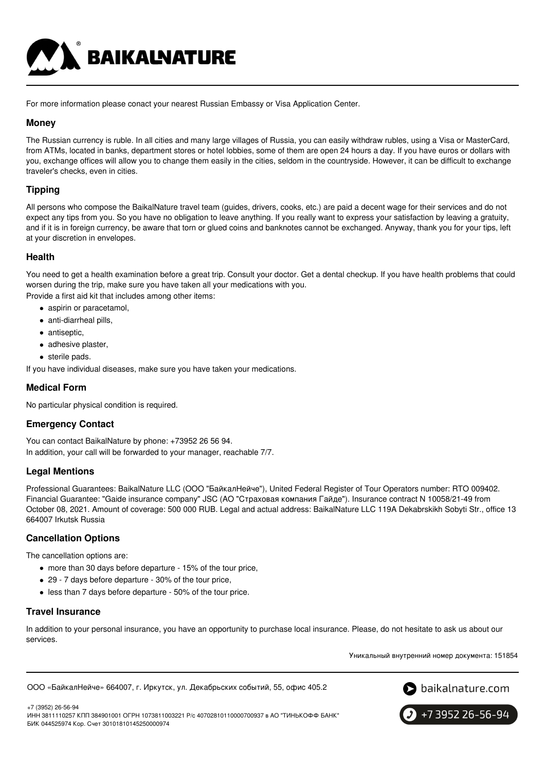For more information please conact your nearest Russian Embassy or Visa Application Center.

### Money

The Russian currency is ruble. In all cities and many large villages of Russia, you can easily withdraw rubles, using a Visa or MasterCard, from ATMs, located in banks, department stores or hotel lobbies, some of them are open 24 hours a day. If you have euros or dollars with you, exchange offices will allow you to change them easily in the cities, seldom in the countryside. However, it can be difficult to exchange traveler's checks, even in cities.

### Tipping

All persons who compose the BaikalNature travel team (guides, drivers, cooks, etc.) are paid a decent wage for their services and do not expect any tips from you. So you have no obligation to leave anything. If you really want to express your satisfaction by leaving a gratuity, and if it is in foreign currency, be aware that torn or glued coins and banknotes cannot be exchanged. Anyway, thank you for your tips, left at your discretion in envelopes.

### Health

You need to get a health examination before a great trip. Consult your doctor. Get a dental checkup. If you have health problems that could worsen during the trip, make sure you have taken all your medications with you.
Provide a first aid kit that includes among other items:

- aspirin or paracetamol,
- anti-diarrheal pills,
- antiseptic,
- adhesive plaster,
- sterile pads.

If you have individual diseases, make sure you have taken your medications.

### Medical Form

No particular physical condition is required.

### Emergency Contact

You can contact BaikalNature by phone: +73952 26 56 94.
In addition, your call will be forwarded to your manager, reachable 7/7.

### Legal Mentions

Professional Guarantees: BaikalNature LLC (ООО "БайкалНейче"), United Federal Register of Tour Operators number: RTO 009402. Financial Guarantee: "Gaide insurance company" JSC (АО "Страховая компания Гайде"). Insurance contract N 10058/21-49 from October 08, 2021. Amount of coverage: 500 000 RUB. Legal and actual address: BaikalNature LLC 119A Dekabrskikh Sobyti Str., office 13 664007 Irkutsk Russia

### Cancellation Options

The cancellation options are:

- more than 30 days before departure - 15% of the tour price,
- 29 - 7 days before departure - 30% of the tour price,
- less than 7 days before departure - 50% of the tour price.

### Travel Insurance

In addition to your personal insurance, you have an opportunity to purchase local insurance. Please, do not hesitate to ask us about our services.

Уникальный внутренний номер документа: 151854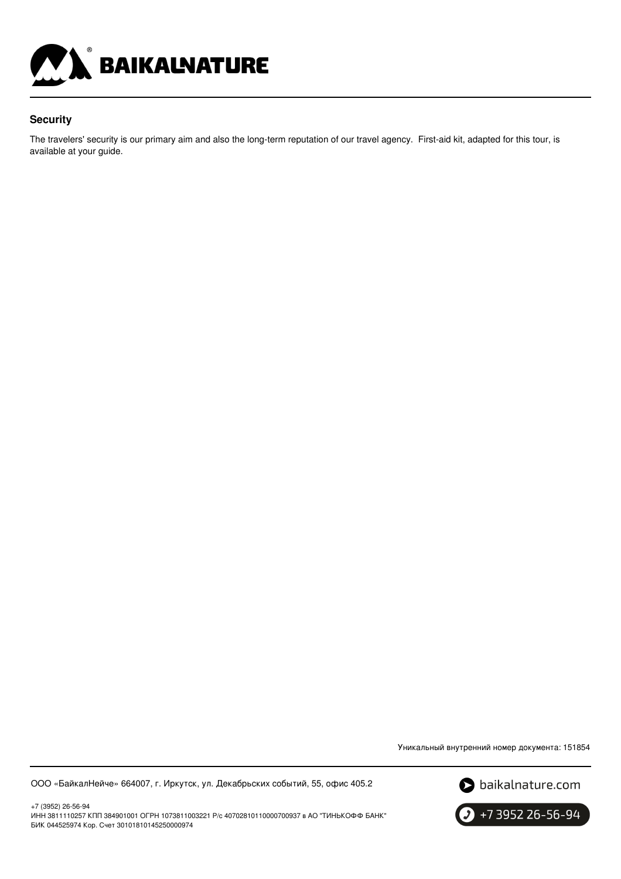## Security

The travelers' security is our primary aim and also the long-term reputation of our travel agency.  First-aid kit, adapted for this tour, is available at your guide.

Уникальный внутренний номер документа: 151854